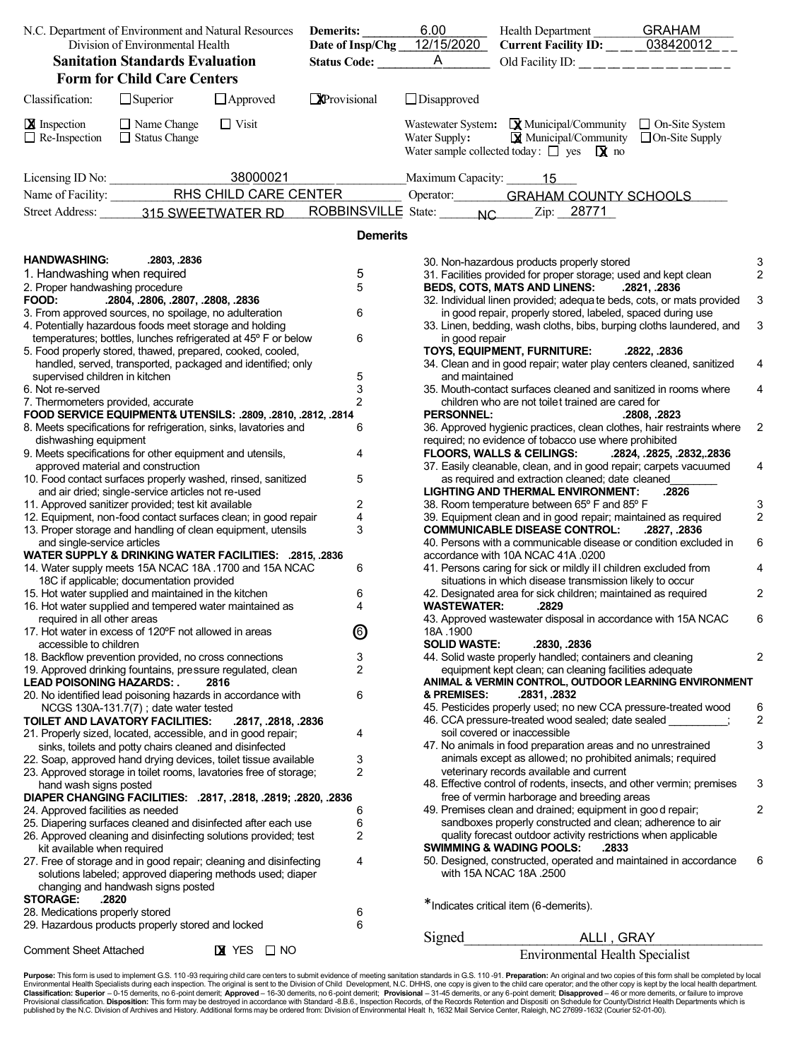N.C. Department of Environment and Natural Resources
Division of Environmental Health

**Sanitation Standards Evaluation Form for Child Care Centers**

**Demerits:** 6.00
**Date of Insp/Chg** 12/15/2020
**Status Code:** A

Health Department GRAHAM
**Current Facility ID:** 038420012
Old Facility ID:

Classification: ☐ Superior ☐ Approved ☒ Provisional ☐ Disapproved

☒ Inspection ☐ Name Change ☐ Visit
☐ Re-Inspection ☐ Status Change

Wastewater System: ☒ Municipal/Community ☐ On-Site System
Water Supply: ☒ Municipal/Community ☐ On-Site Supply
Water sample collected today: ☐ yes ☒ no

Licensing ID No: 38000021
Maximum Capacity: 15
Name of Facility: RHS CHILD CARE CENTER
Operator: GRAHAM COUNTY SCHOOLS
Street Address: 315 SWEETWATER RD ROBBINSVILLE State: NC Zip: 28771

## Demerits

| Item | Demerits |
|---|---|
| **HANDWASHING: .2803, .2836** | |
| 1. Handwashing when required | 5 |
| 2. Proper handwashing procedure | 5 |
| **FOOD: .2804, .2806, .2807, .2808, .2836** | |
| 3. From approved sources, no spoilage, no adulteration | 6 |
| 4. Potentially hazardous foods meet storage and holding temperatures; bottles, lunches refrigerated at 45º F or below | 6 |
| 5. Food properly stored, thawed, prepared, cooked, cooled, handled, served, transported, packaged and identified; only supervised children in kitchen | 5 |
| 6. Not re-served | 3 |
| 7. Thermometers provided, accurate | 2 |
| **FOOD SERVICE EQUIPMENT& UTENSILS: .2809, .2810, .2812, .2814** | |
| 8. Meets specifications for refrigeration, sinks, lavatories and dishwashing equipment | 6 |
| 9. Meets specifications for other equipment and utensils, approved material and construction | 4 |
| 10. Food contact surfaces properly washed, rinsed, sanitized and air dried; single-service articles not re-used | 5 |
| 11. Approved sanitizer provided; test kit available | 2 |
| 12. Equipment, non-food contact surfaces clean; in good repair | 4 |
| 13. Proper storage and handling of clean equipment, utensils and single-service articles | 3 |
| **WATER SUPPLY & DRINKING WATER FACILITIES: .2815, .2836** | |
| 14. Water supply meets 15A NCAC 18A .1700 and 15A NCAC 18C if applicable; documentation provided | 6 |
| 15. Hot water supplied and maintained in the kitchen | 6 |
| 16. Hot water supplied and tempered water maintained as required in all other areas | 4 |
| 17. Hot water in excess of 120ºF not allowed in areas accessible to children | (6) |
| 18. Backflow prevention provided, no cross connections | 3 |
| 19. Approved drinking fountains, pressure regulated, clean | 2 |
| **LEAD POISONING HAZARDS: . 2816** | |
| 20. No identified lead poisoning hazards in accordance with NCGS 130A-131.7(7) ; date water tested | 6 |
| **TOILET AND LAVATORY FACILITIES: .2817, .2818, .2836** | |
| 21. Properly sized, located, accessible, and in good repair; sinks, toilets and potty chairs cleaned and disinfected | 4 |
| 22. Soap, approved hand drying devices, toilet tissue available | 3 |
| 23. Approved storage in toilet rooms, lavatories free of storage; hand wash signs posted | 2 |
| **DIAPER CHANGING FACILITIES: .2817, .2818, .2819; .2820, .2836** | |
| 24. Approved facilities as needed | 6 |
| 25. Diapering surfaces cleaned and disinfected after each use | 6 |
| 26. Approved cleaning and disinfecting solutions provided; test kit available when required | 2 |
| 27. Free of storage and in good repair; cleaning and disinfecting solutions labeled; approved diapering methods used; diaper changing and handwash signs posted | 4 |
| **STORAGE: .2820** | |
| 28. Medications properly stored | 6 |
| 29. Hazardous products properly stored and locked | 6 |
| 30. Non-hazardous products properly stored | 3 |
| 31. Facilities provided for proper storage; used and kept clean | 2 |
| **BEDS, COTS, MATS AND LINENS: .2821, .2836** | |
| 32. Individual linen provided; adequate beds, cots, or mats provided in good repair, properly stored, labeled, spaced during use | 3 |
| 33. Linen, bedding, wash cloths, bibs, burping cloths laundered, and in good repair | 3 |
| **TOYS, EQUIPMENT, FURNITURE: .2822, .2836** | |
| 34. Clean and in good repair; water play centers cleaned, sanitized and maintained | 4 |
| 35. Mouth-contact surfaces cleaned and sanitized in rooms where children who are not toilet trained are cared for | 4 |
| **PERSONNEL: .2808, .2823** | |
| 36. Approved hygienic practices, clean clothes, hair restraints where required; no evidence of tobacco use where prohibited | 2 |
| **FLOORS, WALLS & CEILINGS: .2824, .2825, .2832,.2836** | |
| 37. Easily cleanable, clean, and in good repair; carpets vacuumed as required and extraction cleaned; date cleaned________ | 4 |
| **LIGHTING AND THERMAL ENVIRONMENT: .2826** | |
| 38. Room temperature between 65º F and 85º F | 3 |
| 39. Equipment clean and in good repair; maintained as required | 2 |
| **COMMUNICABLE DISEASE CONTROL: .2827, .2836** | |
| 40. Persons with a communicable disease or condition excluded in accordance with 10A NCAC 41A .0200 | 6 |
| 41. Persons caring for sick or mildly ill children excluded from situations in which disease transmission likely to occur | 4 |
| 42. Designated area for sick children; maintained as required | 2 |
| **WASTEWATER: .2829** | |
| 43. Approved wastewater disposal in accordance with 15A NCAC 18A .1900 | 6 |
| **SOLID WASTE: .2830, .2836** | |
| 44. Solid waste properly handled; containers and cleaning equipment kept clean; can cleaning facilities adequate | 2 |
| **ANIMAL & VERMIN CONTROL, OUTDOOR LEARNING ENVIRONMENT & PREMISES: .2831, .2832** | |
| 45. Pesticides properly used; no new CCA pressure-treated wood | 6 |
| 46. CCA pressure-treated wood sealed; date sealed _________; soil covered or inaccessible | 2 |
| 47. No animals in food preparation areas and no unrestrained animals except as allowed; no prohibited animals; required veterinary records available and current | 3 |
| 48. Effective control of rodents, insects, and other vermin; premises free of vermin harborage and breeding areas | 3 |
| 49. Premises clean and drained; equipment in good repair; sandboxes properly constructed and clean; adherence to air quality forecast outdoor activity restrictions when applicable | 2 |
| **SWIMMING & WADING POOLS: .2833** | |
| 50. Designed, constructed, operated and maintained in accordance with 15A NCAC 18A .2500 | 6 |

*Indicates critical item (6-demerits).

Comment Sheet Attached ☒ YES ☐ NO

Signed ALLI , GRAY
Environmental Health Specialist

**Purpose:** This form is used to implement G.S. 110-93 requiring child care centers to submit evidence of meeting sanitation standards in G.S. 110-91. **Preparation:** An original and two copies of this form shall be completed by local Environmental Health Specialists during each inspection. The original is sent to the Division of Child Development, N.C. DHHS, one copy is given to the child care operator; and the other copy is kept by the local health department. **Classification: Superior** – 0-15 demerits, no 6-point demerit; **Approved** – 16-30 demerits, no 6-point demerit; **Provisional** – 31-45 demerits, or any 6-point demerit; **Disapproved** – 46 or more demerits, or failure to improve Provisional classification. **Disposition:** This form may be destroyed in accordance with Standard -8.B.6., Inspection Records, of the Records Retention and Disposition Schedule for County/District Health Departments which is published by the N.C. Division of Archives and History. Additional forms may be ordered from: Division of Environmental Health, 1632 Mail Service Center, Raleigh, NC 27699-1632 (Courier 52-01-00).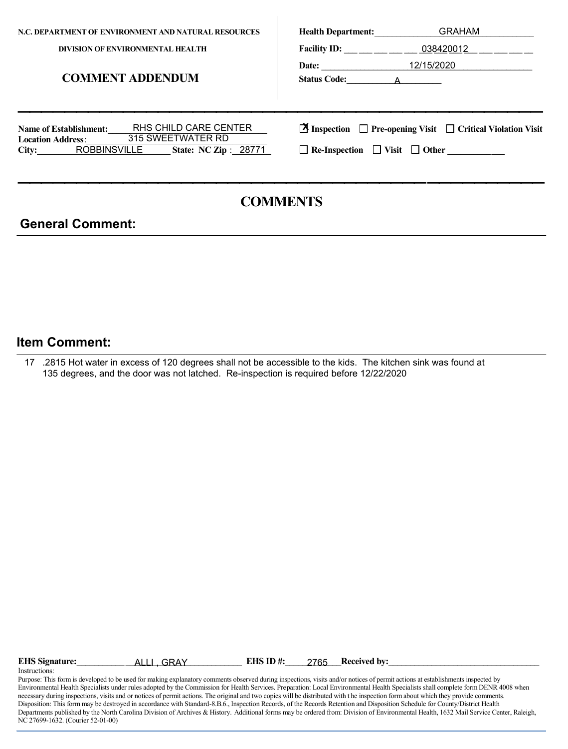N.C. DEPARTMENT OF ENVIRONMENT AND NATURAL RESOURCES

DIVISION OF ENVIRONMENTAL HEALTH

## COMMENT ADDENDUM

**Health Department:** GRAHAM

**Facility ID:** 038420012

**Date:** 12/15/2020

**Status Code:** A

**Name of Establishment:** RHS CHILD CARE CENTER

**Location Address:** 315 SWEETWATER RD

**City:** ROBBINSVILLE **State:** NC **Zip:** 28771

☒ Inspection ☐ Pre-opening Visit ☐ Critical Violation Visit

☐ Re-Inspection ☐ Visit ☐ Other

# COMMENTS

## General Comment:

## Item Comment:

17 .2815 Hot water in excess of 120 degrees shall not be accessible to the kids. The kitchen sink was found at 135 degrees, and the door was not latched. Re-inspection is required before 12/22/2020

**EHS Signature:** ALLI , GRAY **EHS ID #:** 2765 **Received by:**

Instructions:

Purpose: This form is developed to be used for making explanatory comments observed during inspections, visits and/or notices of permit actions at establishments inspected by Environmental Health Specialists under rules adopted by the Commission for Health Services. Preparation: Local Environmental Health Specialists shall complete form DENR 4008 when necessary during inspections, visits and or notices of permit actions. The original and two copies will be distributed with the inspection form about which they provide comments. Disposition: This form may be destroyed in accordance with Standard-8.B.6., Inspection Records, of the Records Retention and Disposition Schedule for County/District Health Departments published by the North Carolina Division of Archives & History. Additional forms may be ordered from: Division of Environmental Health, 1632 Mail Service Center, Raleigh, NC 27699-1632. (Courier 52-01-00)